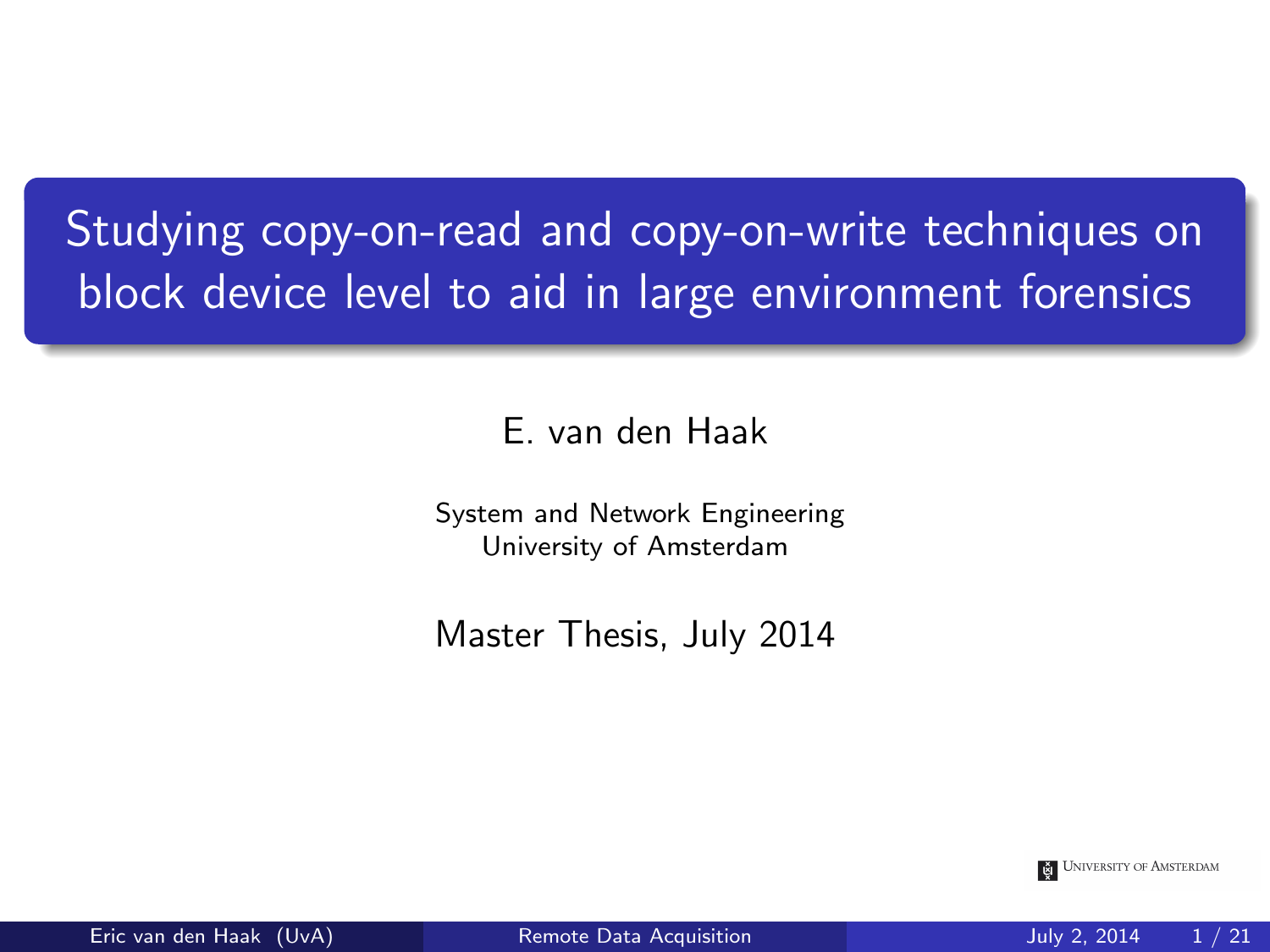# Studying copy-on-read and copy-on-write techniques on block device level to aid in large environment forensics

E. van den Haak

System and Network Engineering
University of Amsterdam

Master Thesis, July 2014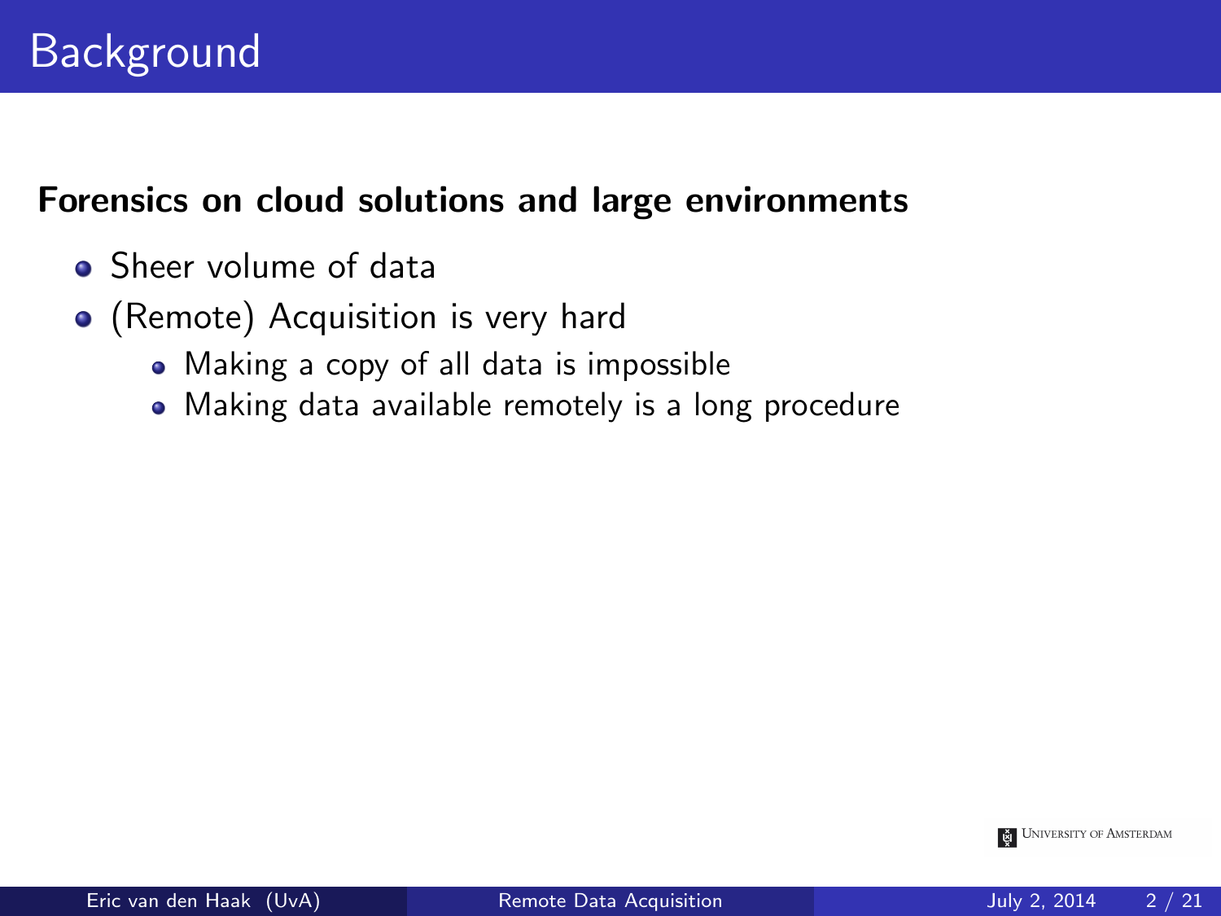# Background

**Forensics on cloud solutions and large environments**

- Sheer volume of data
- (Remote) Acquisition is very hard
  - Making a copy of all data is impossible
  - Making data available remotely is a long procedure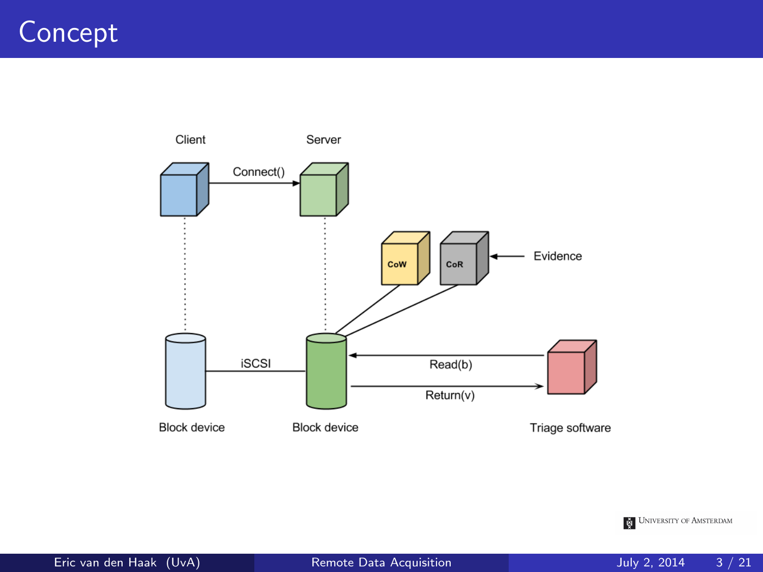# Concept

Client

Server

Connect()

CoW

CoR

Evidence

iSCSI

Read(b)

Return(v)

Block device

Block device

Triage software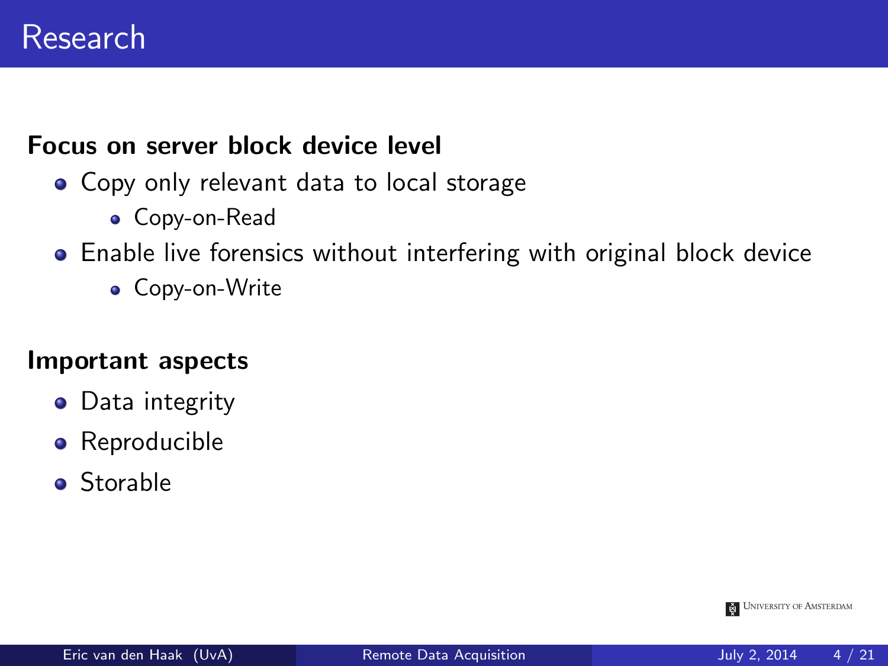# Research

**Focus on server block device level**

- Copy only relevant data to local storage
  - Copy-on-Read
- Enable live forensics without interfering with original block device
  - Copy-on-Write

**Important aspects**

- Data integrity
- Reproducible
- Storable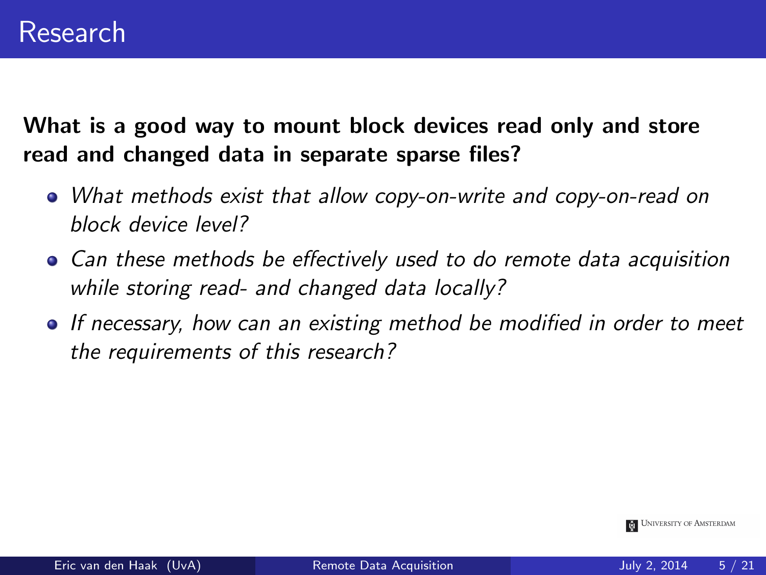# Research

**What is a good way to mount block devices read only and store read and changed data in separate sparse files?**

- *What methods exist that allow copy-on-write and copy-on-read on block device level?*
- *Can these methods be effectively used to do remote data acquisition while storing read- and changed data locally?*
- *If necessary, how can an existing method be modified in order to meet the requirements of this research?*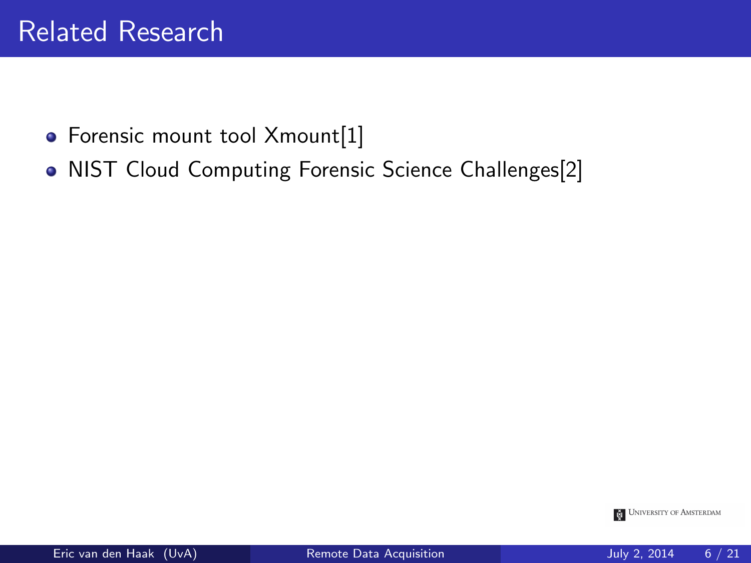# Related Research

- Forensic mount tool Xmount[1]
- NIST Cloud Computing Forensic Science Challenges[2]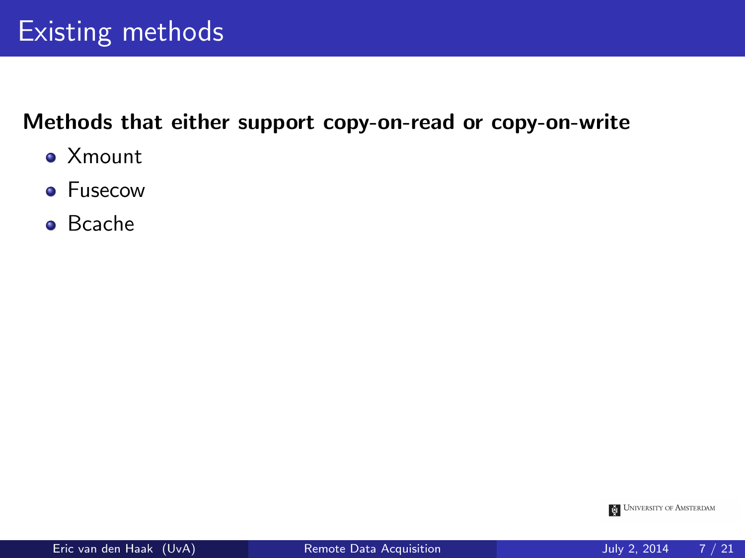# Existing methods

**Methods that either support copy-on-read or copy-on-write**

- Xmount
- Fusecow
- Bcache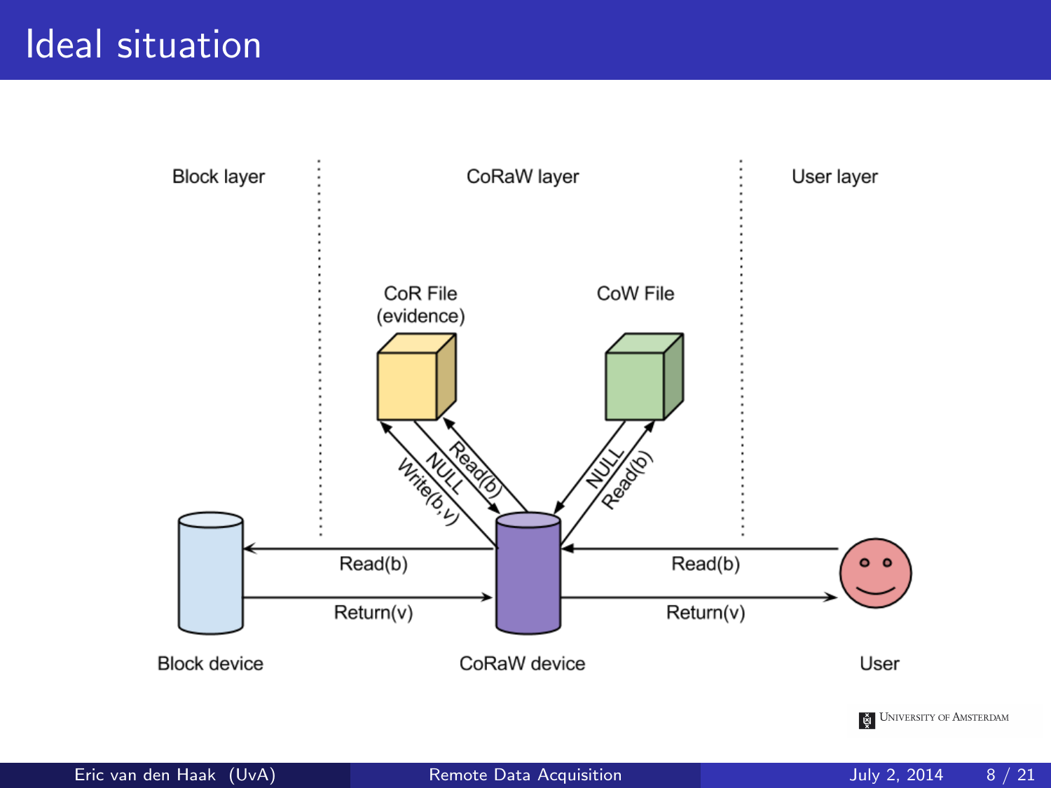# Ideal situation

Block layer

CoRaW layer

User layer

CoR File (evidence)

CoW File

Write(b,v)

NULL

Read(b)

NULL

Read(b)

Read(b)

Return(v)

Read(b)

Return(v)

Block device

CoRaW device

User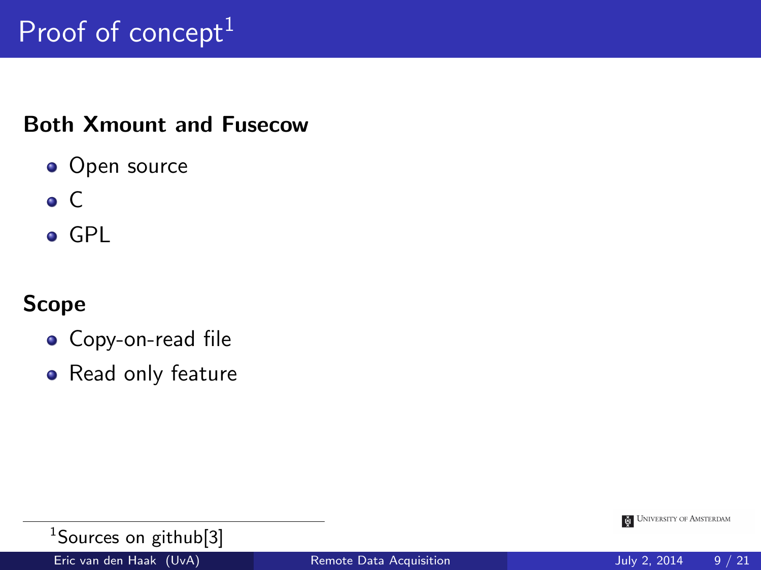# Proof of concept[1]

**Both Xmount and Fusecow**

- Open source
- C
- GPL

**Scope**

- Copy-on-read file
- Read only feature

[1] Sources on github[3]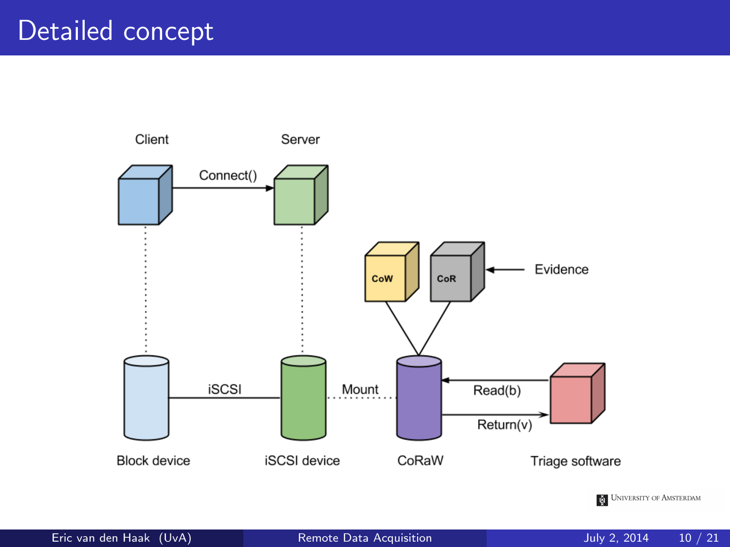# Detailed concept

Client

Server

Connect()

CoW

CoR

Evidence

Block device

iSCSI

iSCSI device

Mount

CoRaW

Read(b)

Return(v)

Triage software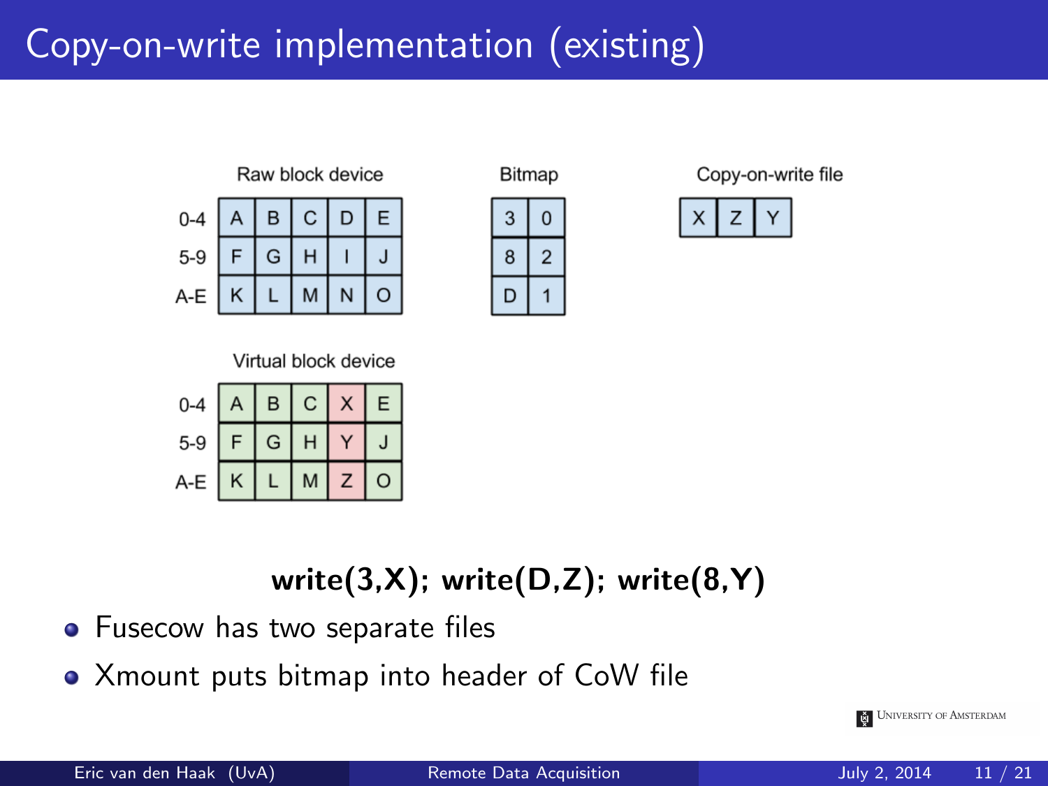# Copy-on-write implementation (existing)

Raw block device

| | | | | | |
|---|---|---|---|---|---|
| 0-4 | A | B | C | D | E |
| 5-9 | F | G | H | I | J |
| A-E | K | L | M | N | O |

Bitmap

| | |
|---|---|
| 3 | 0 |
| 8 | 2 |
| D | 1 |

Copy-on-write file

| | | |
|---|---|---|
| X | Z | Y |

Virtual block device

| | | | | | |
|---|---|---|---|---|---|
| 0-4 | A | B | C | X | E |
| 5-9 | F | G | H | Y | J |
| A-E | K | L | M | Z | O |

**write(3,X); write(D,Z); write(8,Y)**

- Fusecow has two separate files
- Xmount puts bitmap into header of CoW file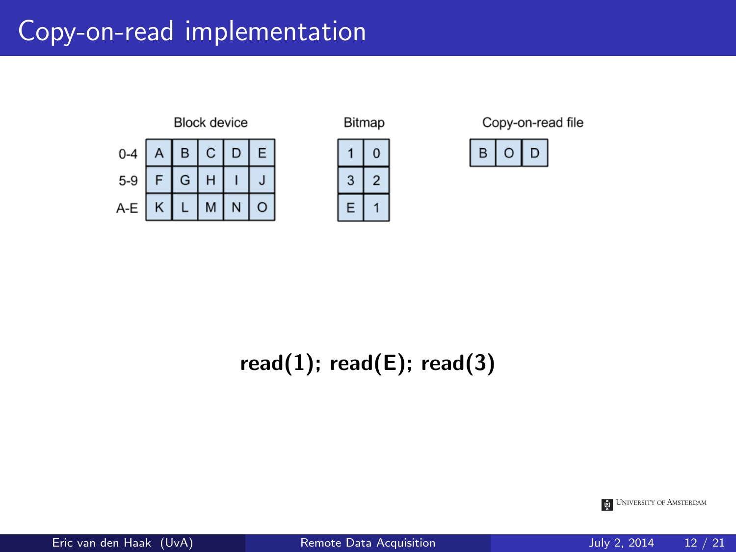# Copy-on-read implementation

**Block device**

| | | | | | |
|---|---|---|---|---|---|
| 0-4 | A | B | C | D | E |
| 5-9 | F | G | H | I | J |
| A-E | K | L | M | N | O |

**Bitmap**

| | |
|---|---|
| 1 | 0 |
| 3 | 2 |
| E | 1 |

**Copy-on-read file**

| | | |
|---|---|---|
| B | O | D |

**read(1); read(E); read(3)**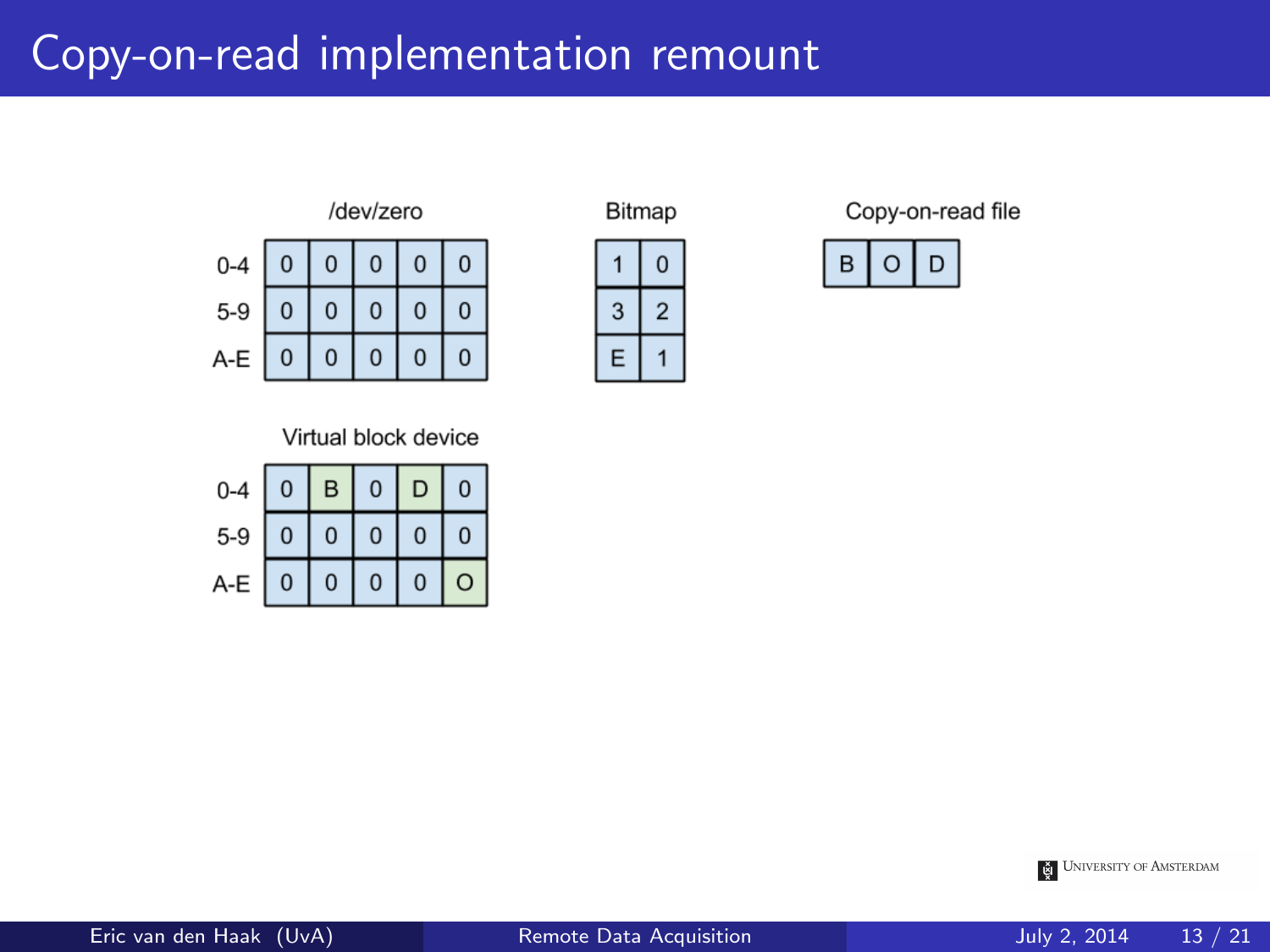# Copy-on-read implementation remount

/dev/zero

| | | | | | |
|---|---|---|---|---|---|
| 0-4 | 0 | 0 | 0 | 0 | 0 |
| 5-9 | 0 | 0 | 0 | 0 | 0 |
| A-E | 0 | 0 | 0 | 0 | 0 |

Bitmap

| | |
|---|---|
| 1 | 0 |
| 3 | 2 |
| E | 1 |

Copy-on-read file

| | | |
|---|---|---|
| B | O | D |

Virtual block device

| | | | | | |
|---|---|---|---|---|---|
| 0-4 | 0 | B | 0 | D | 0 |
| 5-9 | 0 | 0 | 0 | 0 | 0 |
| A-E | 0 | 0 | 0 | 0 | O |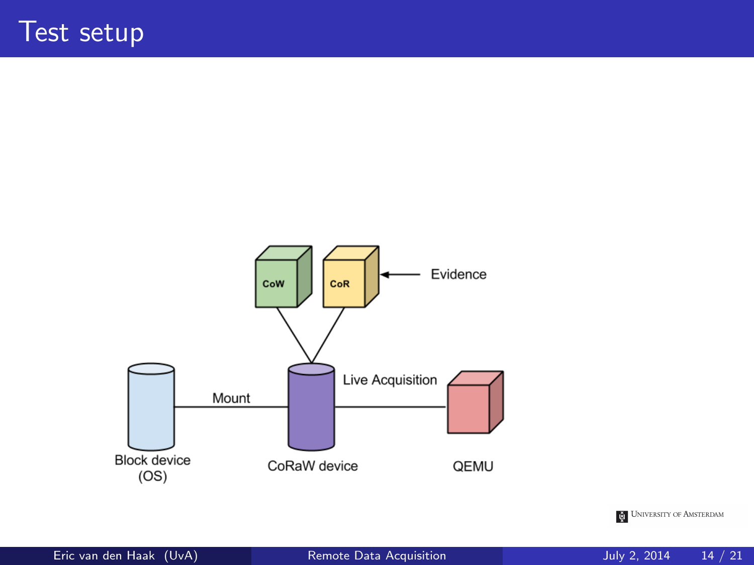# Test setup

CoW

CoR

Evidence

Live Acquisition

Mount

Block device
(OS)

CoRaW device

QEMU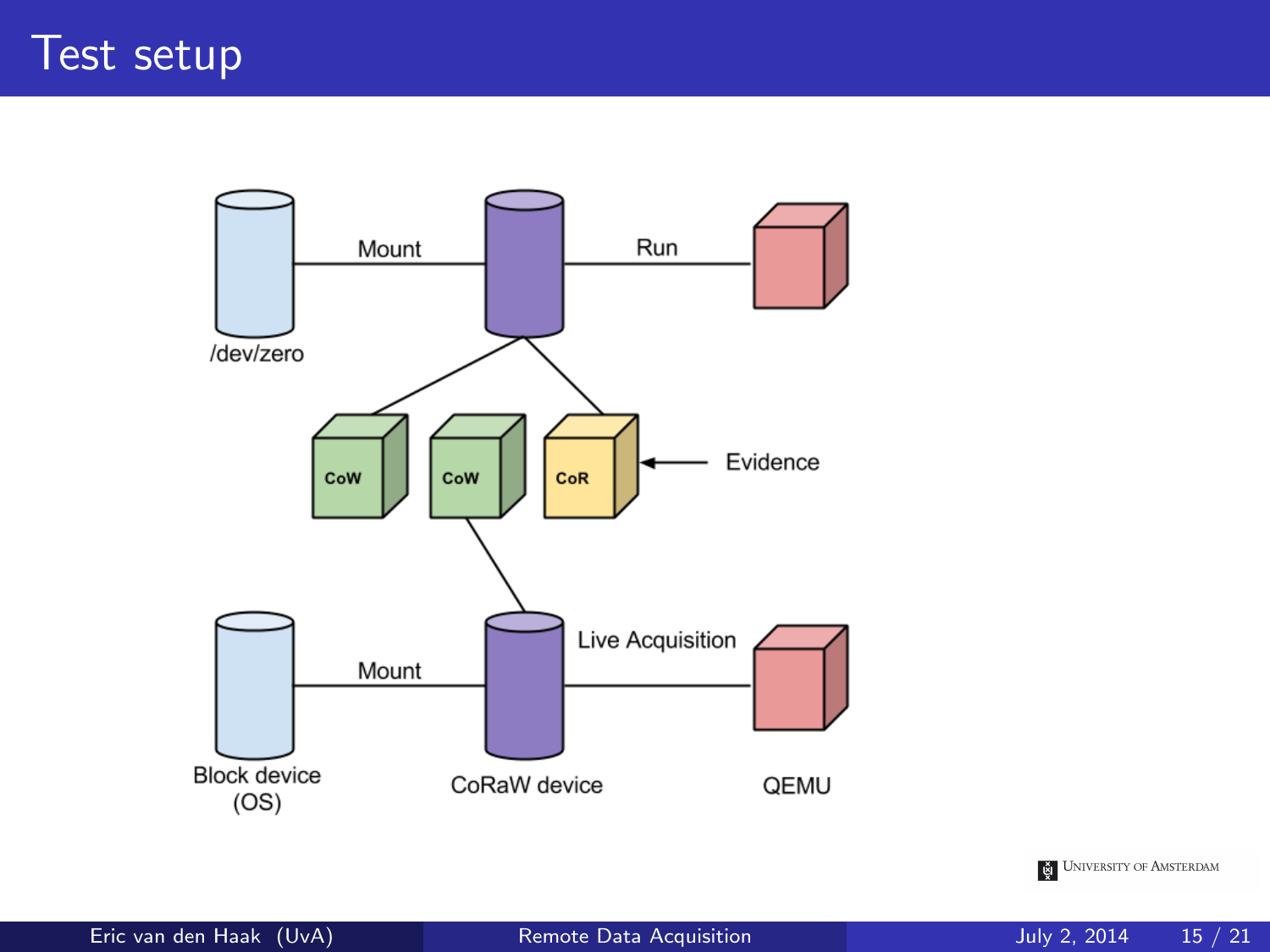# Test setup

Mount

Run

/dev/zero

CoW

CoW

CoR

Evidence

Live Acquisition

Mount

Block device (OS)

CoRaW device

QEMU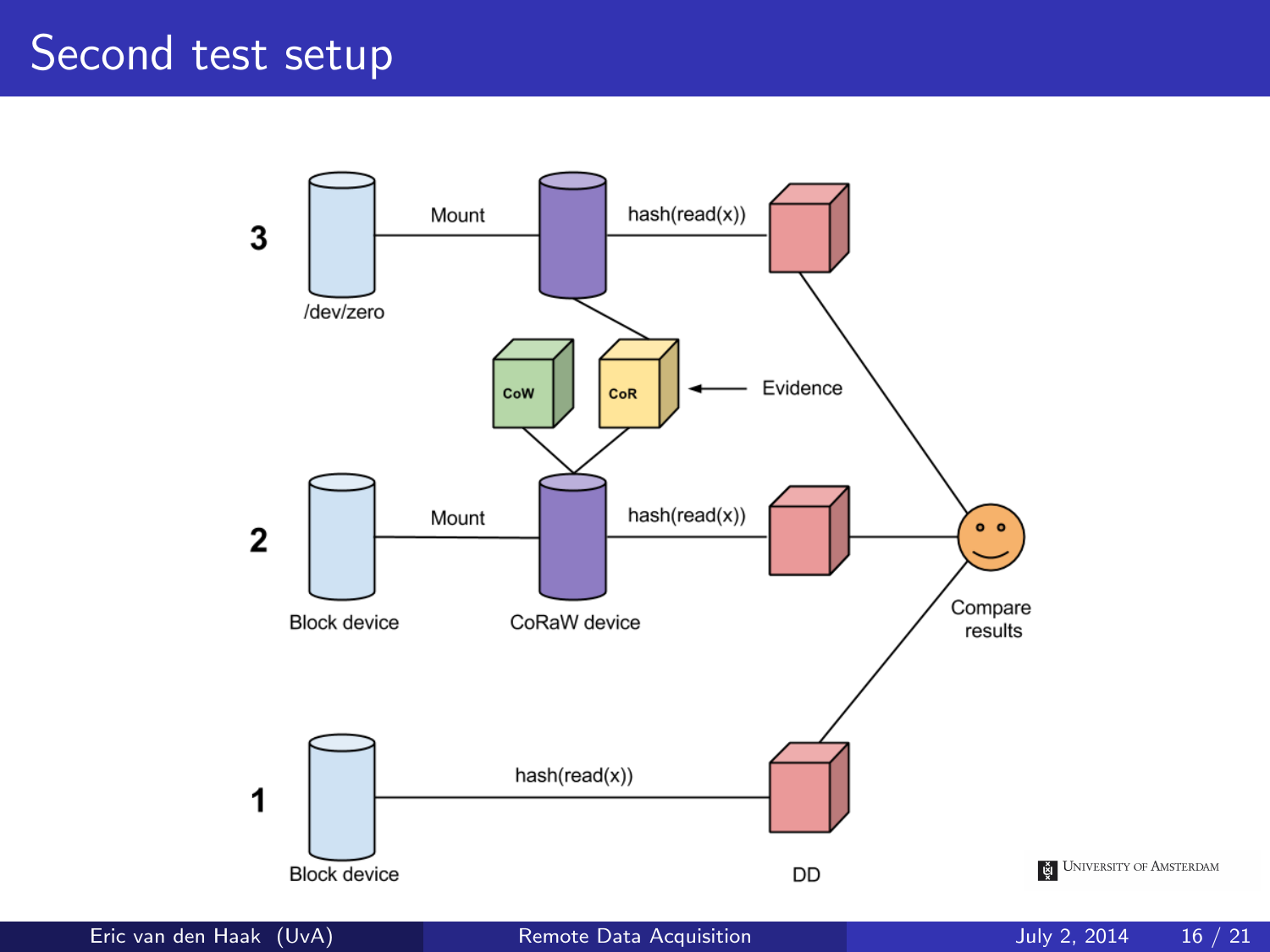# Second test setup

3

Mount

hash(read(x))

/dev/zero

CoW

CoR

Evidence

2

Mount

hash(read(x))

Block device

CoRaW device

Compare results

1

hash(read(x))

Block device

DD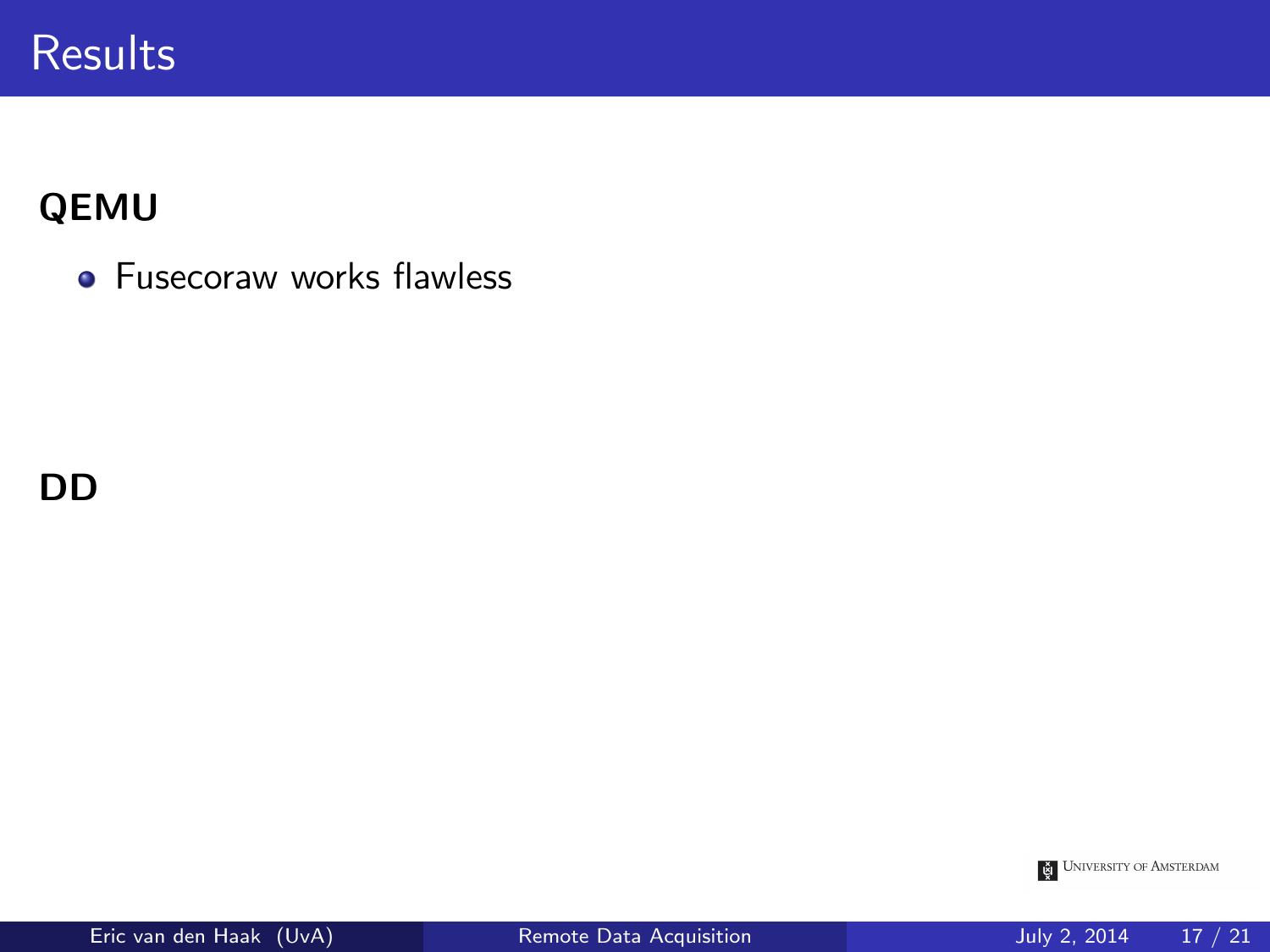# Results

**QEMU**

- Fusecoraw works flawless

**DD**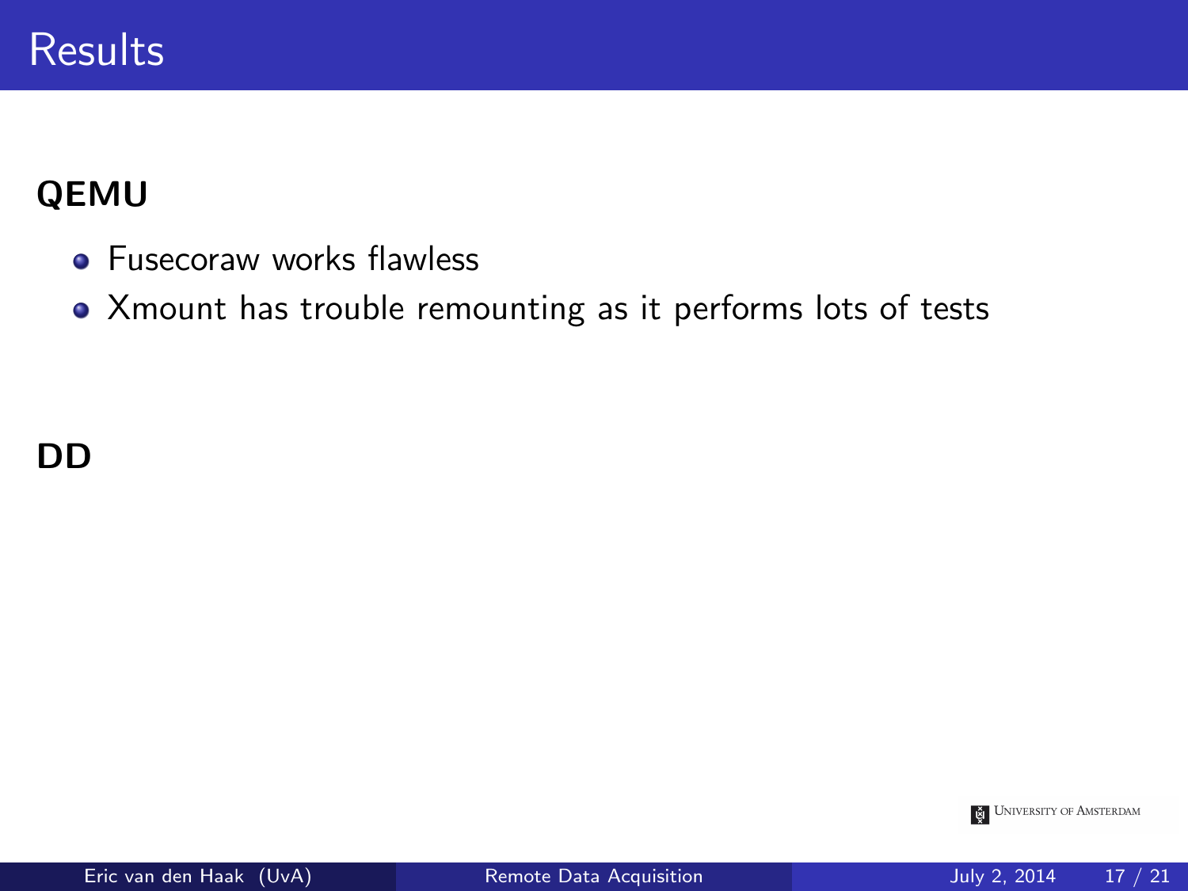# Results

**QEMU**

- Fusecoraw works flawless
- Xmount has trouble remounting as it performs lots of tests

**DD**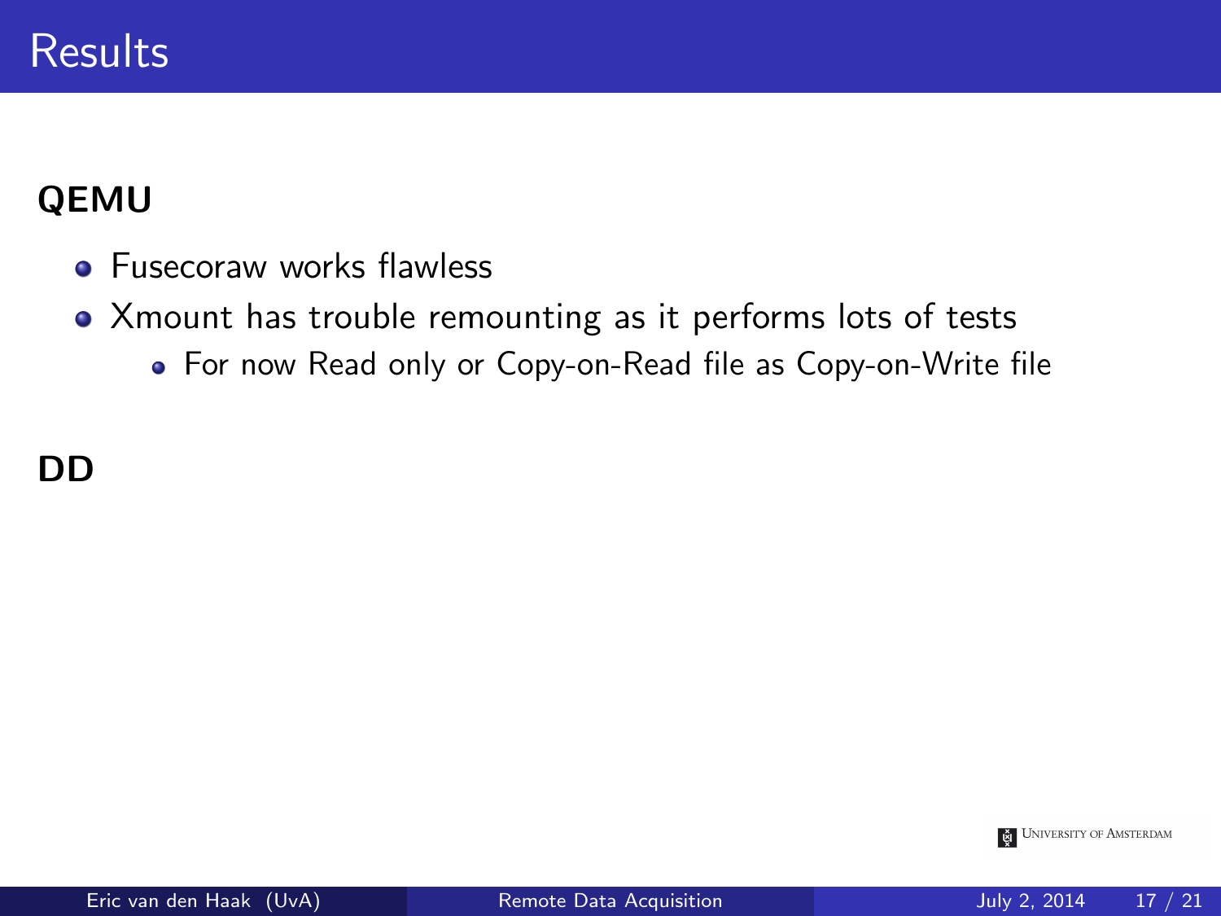# Results

**QEMU**

- Fusecoraw works flawless
- Xmount has trouble remounting as it performs lots of tests
  - For now Read only or Copy-on-Read file as Copy-on-Write file

**DD**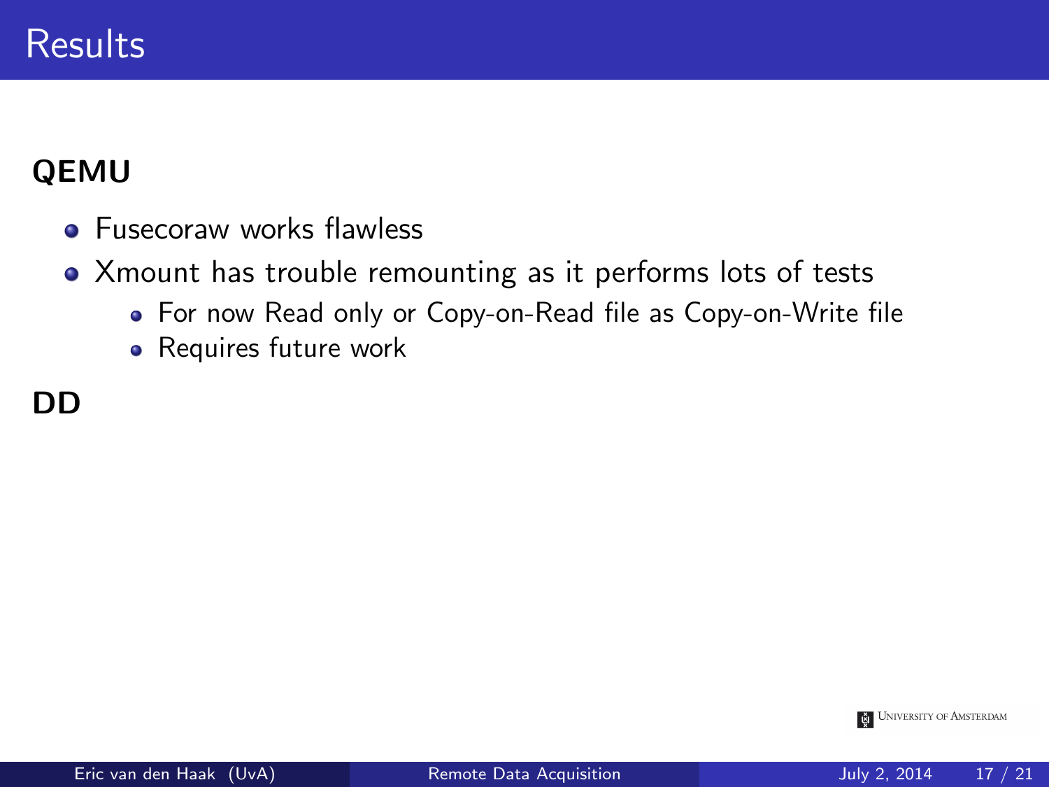# Results

**QEMU**

- Fusecoraw works flawless
- Xmount has trouble remounting as it performs lots of tests
  - For now Read only or Copy-on-Read file as Copy-on-Write file
  - Requires future work

**DD**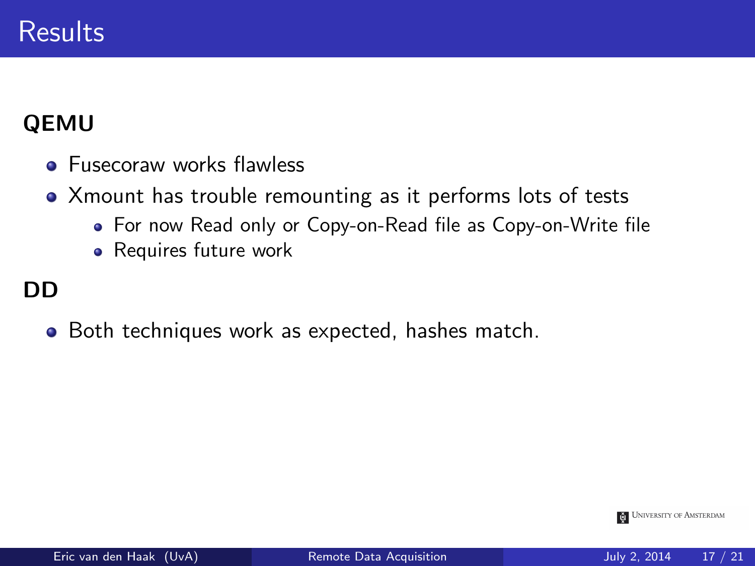# Results

**QEMU**

- Fusecoraw works flawless
- Xmount has trouble remounting as it performs lots of tests
  - For now Read only or Copy-on-Read file as Copy-on-Write file
  - Requires future work

**DD**

- Both techniques work as expected, hashes match.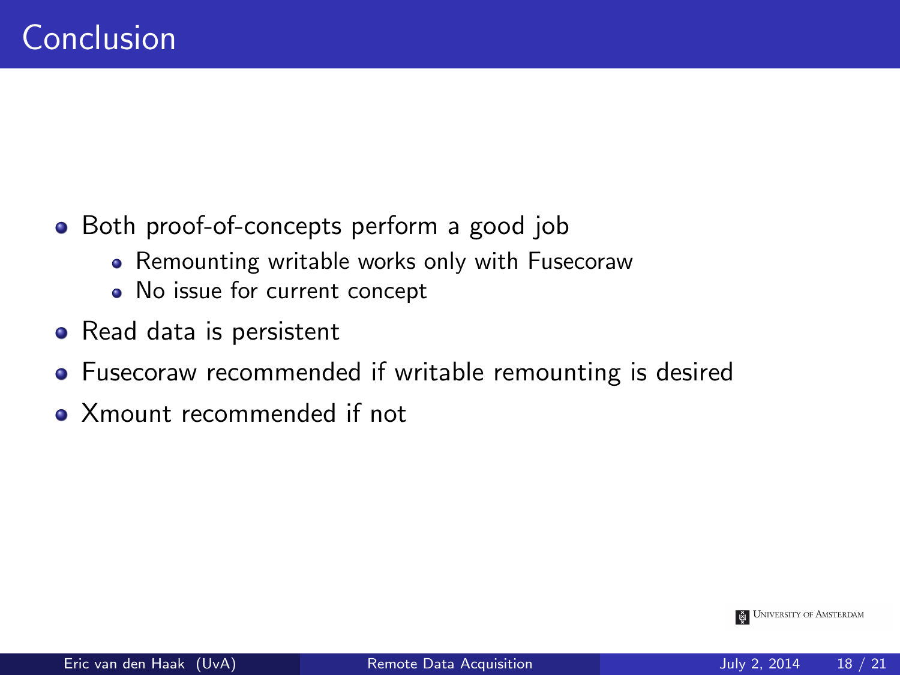# Conclusion

- Both proof-of-concepts perform a good job
  - Remounting writable works only with Fusecoraw
  - No issue for current concept
- Read data is persistent
- Fusecoraw recommended if writable remounting is desired
- Xmount recommended if not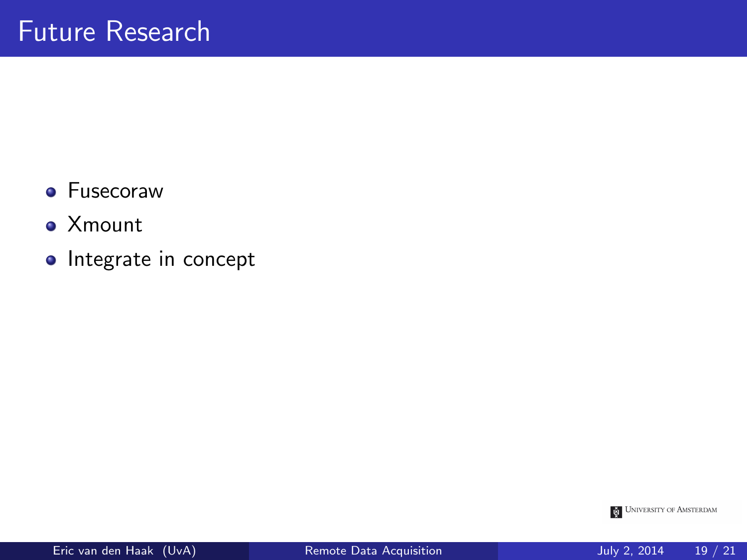# Future Research

- Fusecoraw
- Xmount
- Integrate in concept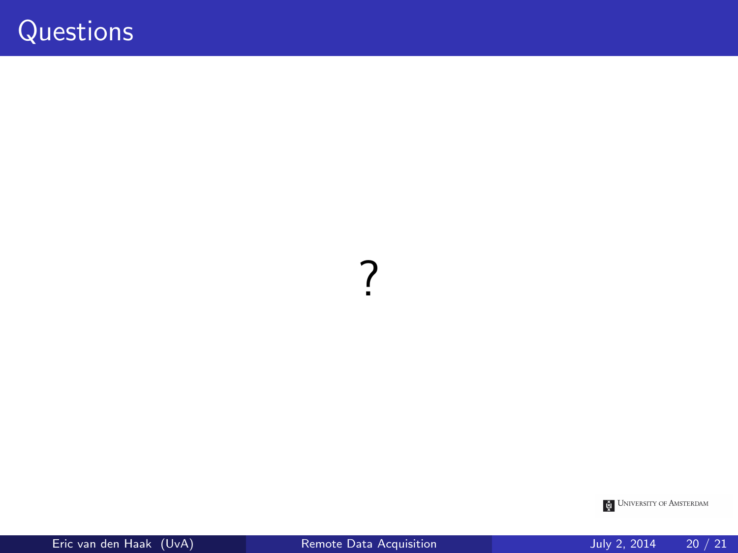# Questions

?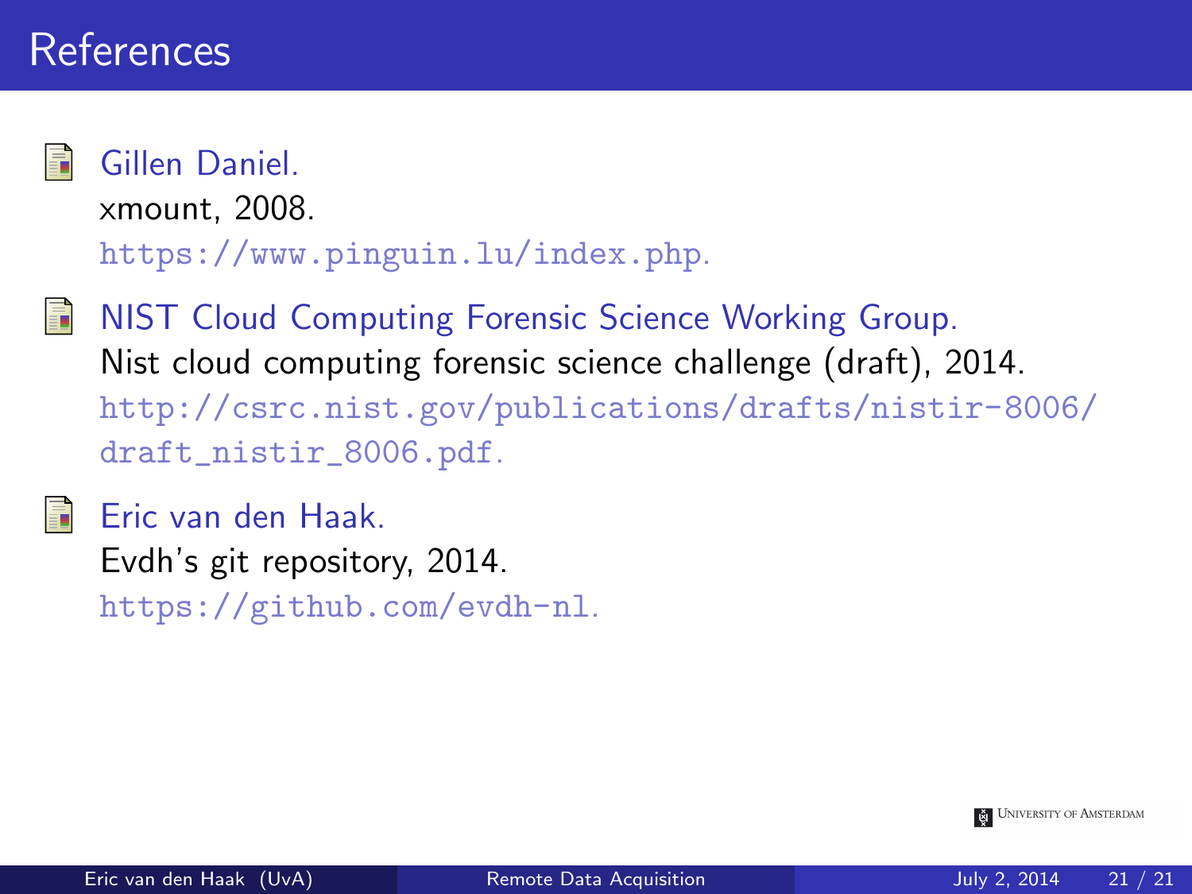# References

- Gillen Daniel.
  xmount, 2008.
  https://www.pinguin.lu/index.php.

- NIST Cloud Computing Forensic Science Working Group.
  Nist cloud computing forensic science challenge (draft), 2014.
  http://csrc.nist.gov/publications/drafts/nistir-8006/draft_nistir_8006.pdf.

- Eric van den Haak.
  Evdh's git repository, 2014.
  https://github.com/evdh-nl.